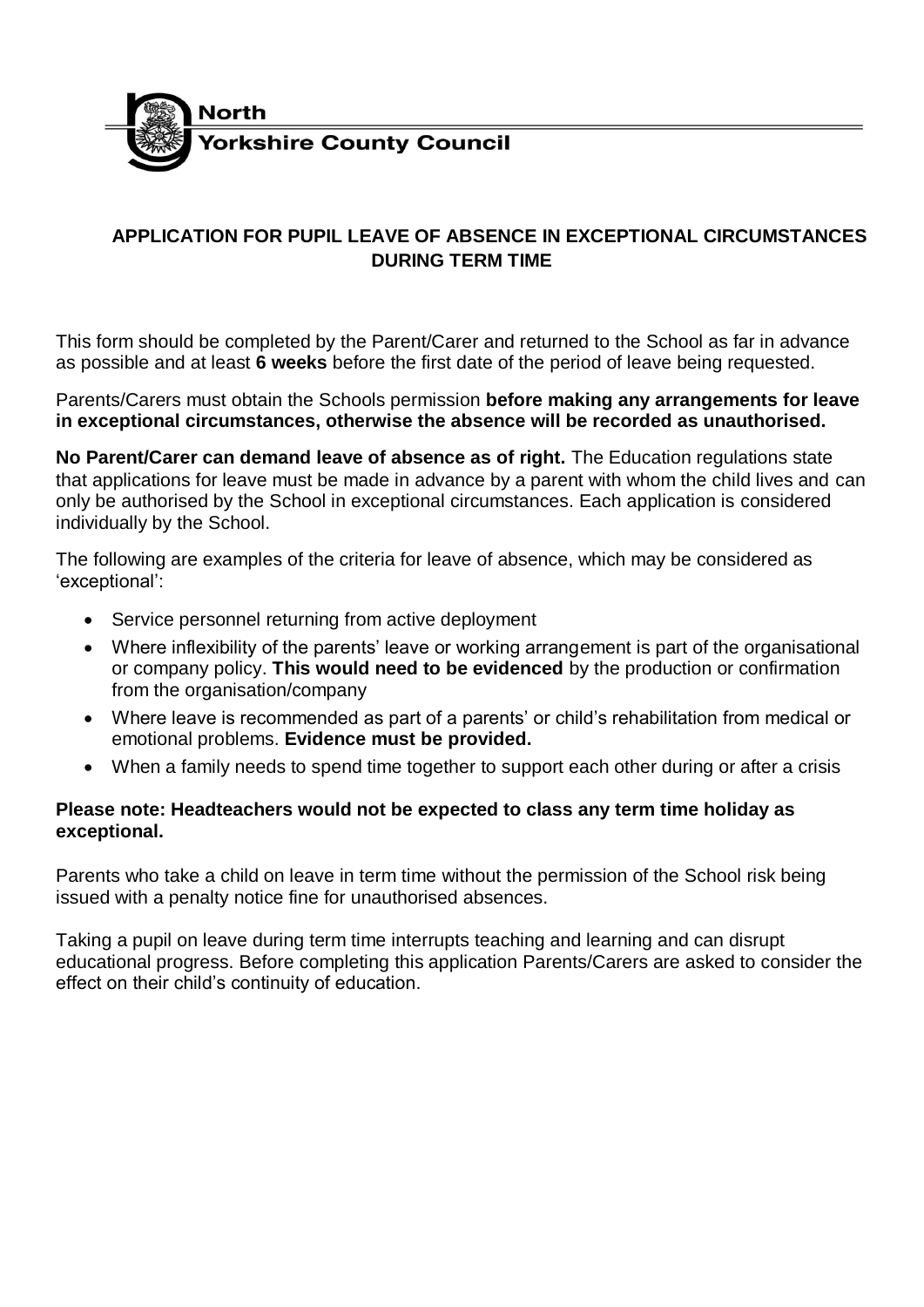North Yorkshire County Council

## APPLICATION FOR PUPIL LEAVE OF ABSENCE IN EXCEPTIONAL CIRCUMSTANCES DURING TERM TIME

This form should be completed by the Parent/Carer and returned to the School as far in advance as possible and at least **6 weeks** before the first date of the period of leave being requested.

Parents/Carers must obtain the Schools permission **before making any arrangements for leave in exceptional circumstances, otherwise the absence will be recorded as unauthorised.**

**No Parent/Carer can demand leave of absence as of right.** The Education regulations state that applications for leave must be made in advance by a parent with whom the child lives and can only be authorised by the School in exceptional circumstances. Each application is considered individually by the School.

The following are examples of the criteria for leave of absence, which may be considered as 'exceptional':

- Service personnel returning from active deployment
- Where inflexibility of the parents' leave or working arrangement is part of the organisational or company policy. **This would need to be evidenced** by the production or confirmation from the organisation/company
- Where leave is recommended as part of a parents' or child's rehabilitation from medical or emotional problems. **Evidence must be provided.**
- When a family needs to spend time together to support each other during or after a crisis

**Please note: Headteachers would not be expected to class any term time holiday as exceptional.**

Parents who take a child on leave in term time without the permission of the School risk being issued with a penalty notice fine for unauthorised absences.

Taking a pupil on leave during term time interrupts teaching and learning and can disrupt educational progress. Before completing this application Parents/Carers are asked to consider the effect on their child's continuity of education.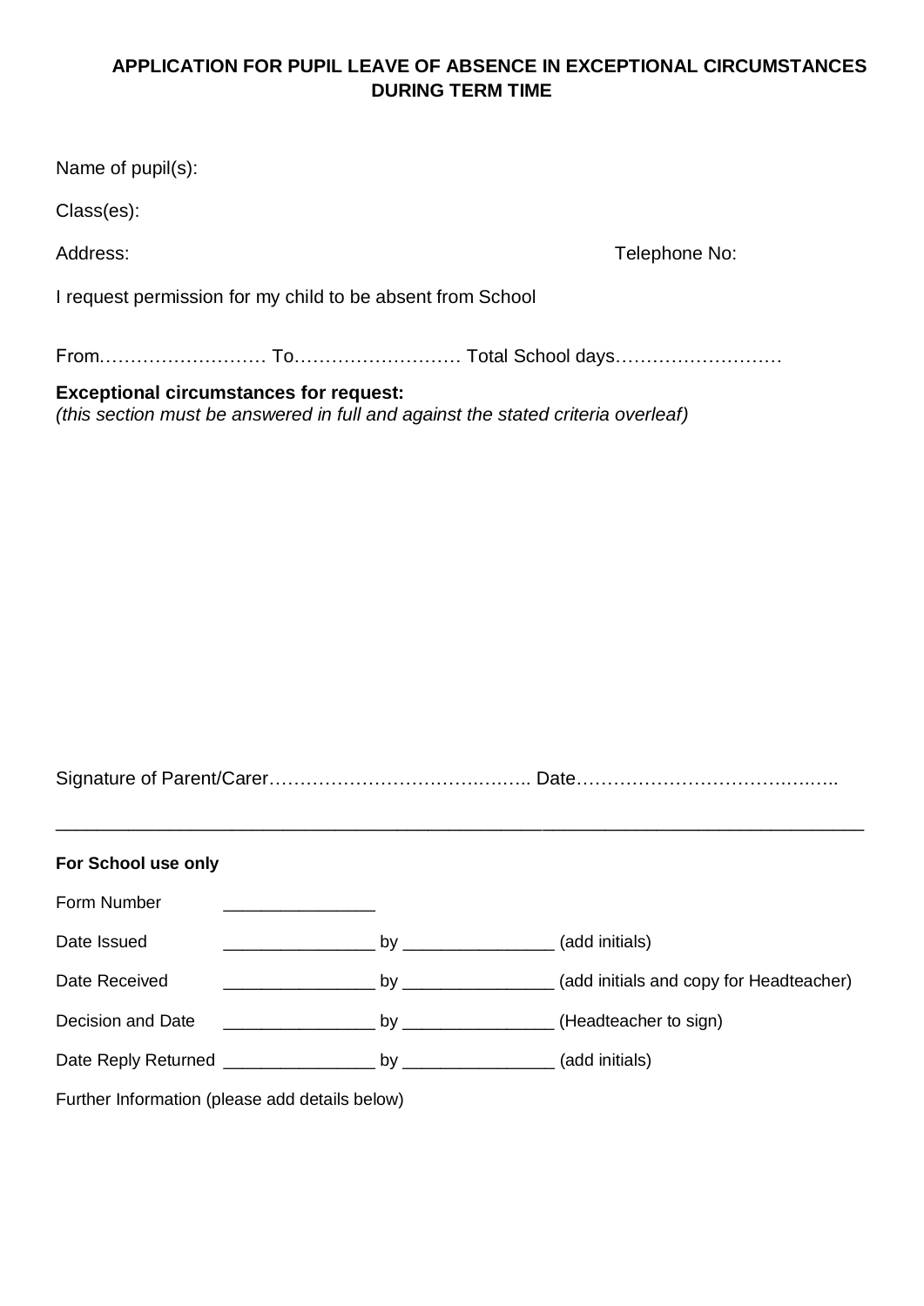# APPLICATION FOR PUPIL LEAVE OF ABSENCE IN EXCEPTIONAL CIRCUMSTANCES DURING TERM TIME

Name of pupil(s):

Class(es):

Address: Telephone No:

I request permission for my child to be absent from School

From……………………… To……………………… Total School days………………………

**Exceptional circumstances for request:**
*(this section must be answered in full and against the stated criteria overleaf)*

Signature of Parent/Carer…………………………………….. Date…………………………………..

---

**For School use only**

Form Number ________________

Date Issued ________________ by ________________ (add initials)

Date Received ________________ by ________________ (add initials and copy for Headteacher)

Decision and Date ________________ by ________________ (Headteacher to sign)

Date Reply Returned ________________ by ________________ (add initials)

Further Information (please add details below)